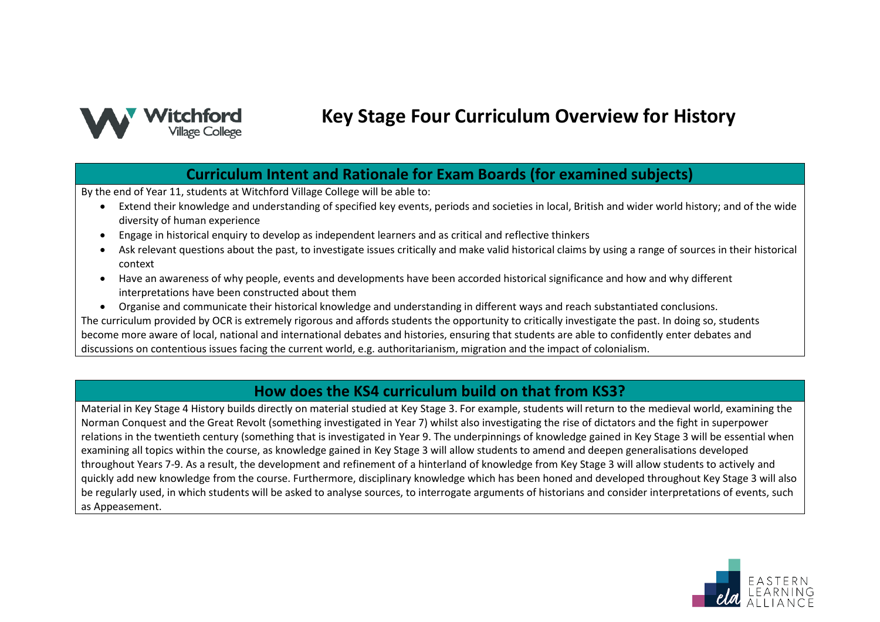# Key Stage Four Curriculum Overview for History

## Curriculum Intent and Rationale for Exam Boards (for examined subjects)

By the end of Year 11, students at Witchford Village College will be able to:

- Extend their knowledge and understanding of specified key events, periods and societies in local, British and wider world history; and of the wide diversity of human experience
- Engage in historical enquiry to develop as independent learners and as critical and reflective thinkers
- Ask relevant questions about the past, to investigate issues critically and make valid historical claims by using a range of sources in their historical context
- Have an awareness of why people, events and developments have been accorded historical significance and how and why different interpretations have been constructed about them
- Organise and communicate their historical knowledge and understanding in different ways and reach substantiated conclusions.

The curriculum provided by OCR is extremely rigorous and affords students the opportunity to critically investigate the past. In doing so, students become more aware of local, national and international debates and histories, ensuring that students are able to confidently enter debates and discussions on contentious issues facing the current world, e.g. authoritarianism, migration and the impact of colonialism.

## How does the KS4 curriculum build on that from KS3?

Material in Key Stage 4 History builds directly on material studied at Key Stage 3. For example, students will return to the medieval world, examining the Norman Conquest and the Great Revolt (something investigated in Year 7) whilst also investigating the rise of dictators and the fight in superpower relations in the twentieth century (something that is investigated in Year 9. The underpinnings of knowledge gained in Key Stage 3 will be essential when examining all topics within the course, as knowledge gained in Key Stage 3 will allow students to amend and deepen generalisations developed throughout Years 7-9. As a result, the development and refinement of a hinterland of knowledge from Key Stage 3 will allow students to actively and quickly add new knowledge from the course. Furthermore, disciplinary knowledge which has been honed and developed throughout Key Stage 3 will also be regularly used, in which students will be asked to analyse sources, to interrogate arguments of historians and consider interpretations of events, such as Appeasement.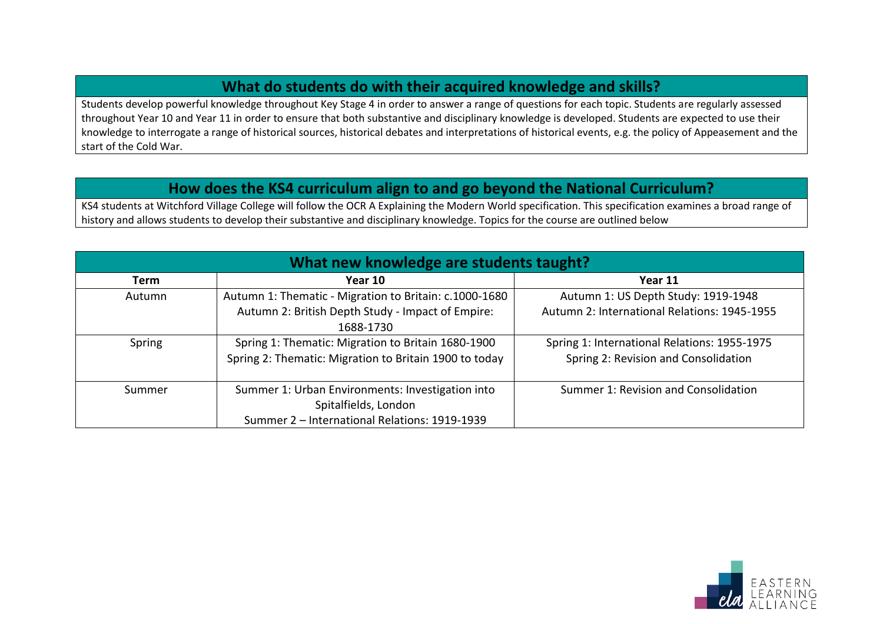## What do students do with their acquired knowledge and skills?

Students develop powerful knowledge throughout Key Stage 4 in order to answer a range of questions for each topic. Students are regularly assessed throughout Year 10 and Year 11 in order to ensure that both substantive and disciplinary knowledge is developed. Students are expected to use their knowledge to interrogate a range of historical sources, historical debates and interpretations of historical events, e.g. the policy of Appeasement and the start of the Cold War.

## How does the KS4 curriculum align to and go beyond the National Curriculum?

KS4 students at Witchford Village College will follow the OCR A Explaining the Modern World specification. This specification examines a broad range of history and allows students to develop their substantive and disciplinary knowledge. Topics for the course are outlined below

## What new knowledge are students taught?

| Term | Year 10 | Year 11 |
|---|---|---|
| Autumn | Autumn 1: Thematic - Migration to Britain: c.1000-1680<br>Autumn 2: British Depth Study - Impact of Empire: 1688-1730 | Autumn 1: US Depth Study: 1919-1948<br>Autumn 2: International Relations: 1945-1955 |
| Spring | Spring 1: Thematic: Migration to Britain 1680-1900<br>Spring 2: Thematic: Migration to Britain 1900 to today | Spring 1: International Relations: 1955-1975<br>Spring 2: Revision and Consolidation |
| Summer | Summer 1: Urban Environments: Investigation into Spitalfields, London<br>Summer 2 – International Relations: 1919-1939 | Summer 1: Revision and Consolidation |

EASTERN LEARNING ALLIANCE